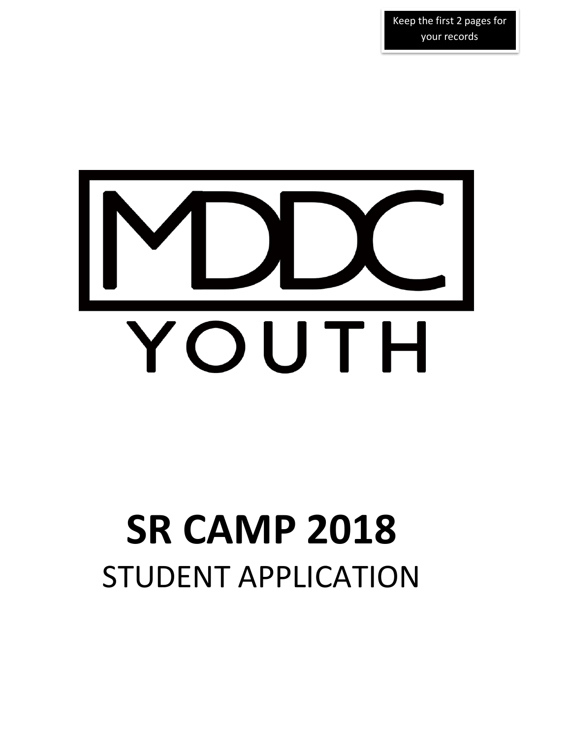Keep the first 2 pages for your records

MDDC

YOUTH

# SR CAMP 2018

STUDENT APPLICATION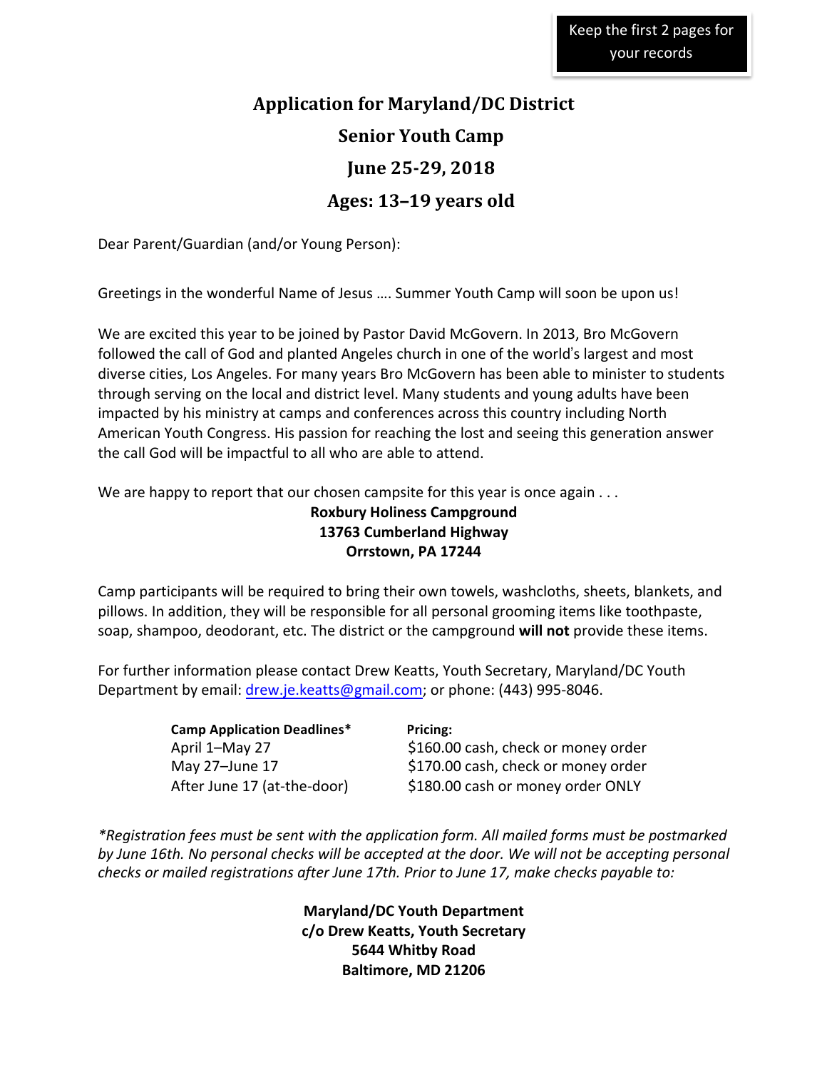Keep the first 2 pages for your records

# Application for Maryland/DC District

# Senior Youth Camp

# June 25-29, 2018

# Ages: 13–19 years old

Dear Parent/Guardian (and/or Young Person):

Greetings in the wonderful Name of Jesus …. Summer Youth Camp will soon be upon us!

We are excited this year to be joined by Pastor David McGovern. In 2013, Bro McGovern followed the call of God and planted Angeles church in one of the world's largest and most diverse cities, Los Angeles. For many years Bro McGovern has been able to minister to students through serving on the local and district level. Many students and young adults have been impacted by his ministry at camps and conferences across this country including North American Youth Congress. His passion for reaching the lost and seeing this generation answer the call God will be impactful to all who are able to attend.

We are happy to report that our chosen campsite for this year is once again . . .

**Roxbury Holiness Campground**
**13763 Cumberland Highway**
**Orrstown, PA 17244**

Camp participants will be required to bring their own towels, washcloths, sheets, blankets, and pillows. In addition, they will be responsible for all personal grooming items like toothpaste, soap, shampoo, deodorant, etc. The district or the campground **will not** provide these items.

For further information please contact Drew Keatts, Youth Secretary, Maryland/DC Youth Department by email: drew.je.keatts@gmail.com; or phone: (443) 995-8046.

| Camp Application Deadlines* | Pricing: |
|---|---|
| April 1–May 27 | $160.00 cash, check or money order |
| May 27–June 17 | $170.00 cash, check or money order |
| After June 17 (at-the-door) | $180.00 cash or money order ONLY |

*\*Registration fees must be sent with the application form. All mailed forms must be postmarked by June 16th. No personal checks will be accepted at the door. We will not be accepting personal checks or mailed registrations after June 17th. Prior to June 17, make checks payable to:*

**Maryland/DC Youth Department**
**c/o Drew Keatts, Youth Secretary**
**5644 Whitby Road**
**Baltimore, MD 21206**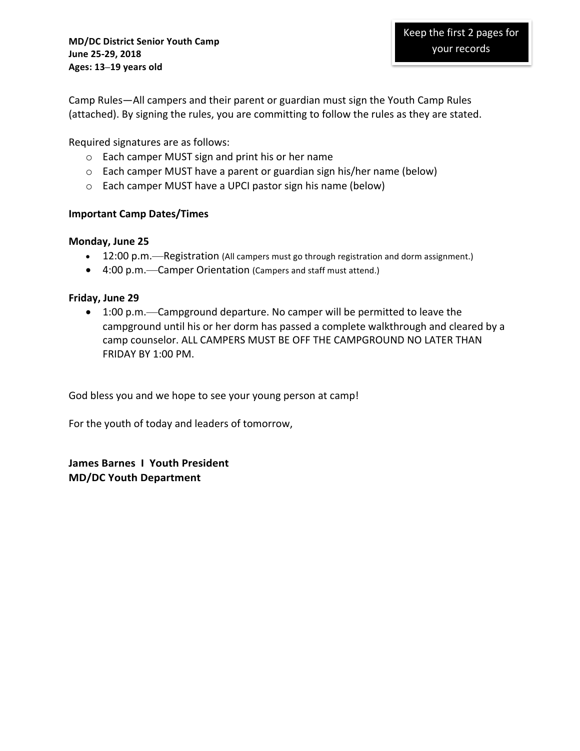**MD/DC District Senior Youth Camp**
**June 25-29, 2018**
**Ages: 13–19 years old**

Keep the first 2 pages for your records

Camp Rules—All campers and their parent or guardian must sign the Youth Camp Rules (attached). By signing the rules, you are committing to follow the rules as they are stated.

Required signatures are as follows:

- Each camper MUST sign and print his or her name
- Each camper MUST have a parent or guardian sign his/her name (below)
- Each camper MUST have a UPCI pastor sign his name (below)

**Important Camp Dates/Times**

**Monday, June 25**

- 12:00 p.m.—Registration (All campers must go through registration and dorm assignment.)
- 4:00 p.m.—Camper Orientation (Campers and staff must attend.)

**Friday, June 29**

- 1:00 p.m.—Campground departure. No camper will be permitted to leave the campground until his or her dorm has passed a complete walkthrough and cleared by a camp counselor. ALL CAMPERS MUST BE OFF THE CAMPGROUND NO LATER THAN FRIDAY BY 1:00 PM.

God bless you and we hope to see your young person at camp!

For the youth of today and leaders of tomorrow,

**James Barnes I Youth President**
**MD/DC Youth Department**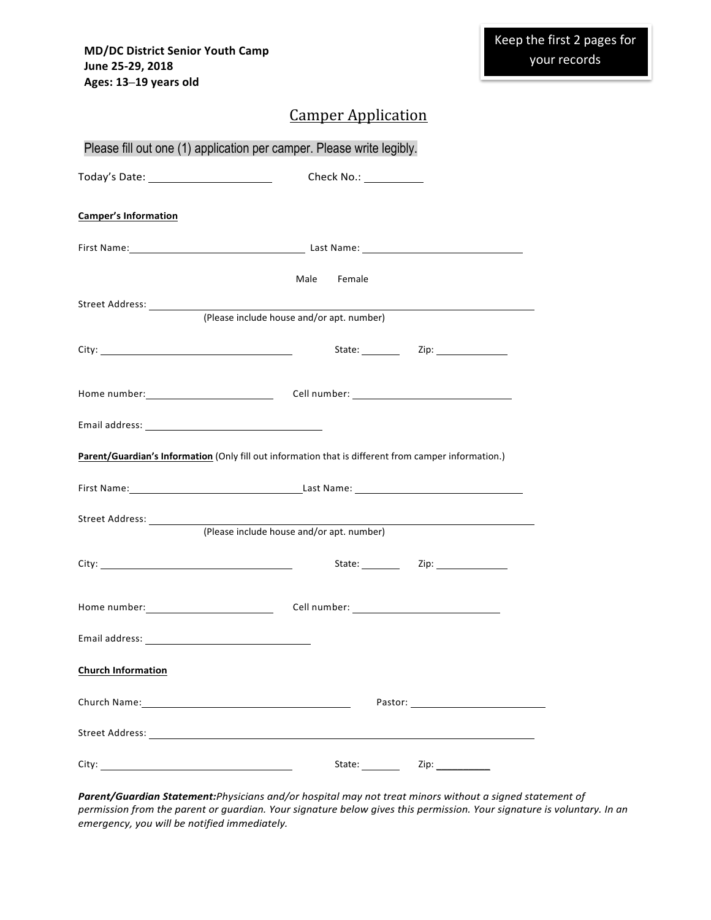**MD/DC District Senior Youth Camp**
**June 25-29, 2018**
**Ages: 13–19 years old**

Keep the first 2 pages for your records

## Camper Application

Please fill out one (1) application per camper. Please write legibly.

Today's Date: ____________________ Check No.: __________

**Camper's Information**

First Name: ______________________________ Last Name: ______________________________

Male Female

Street Address: ______________________________________________________________
(Please include house and/or apt. number)

City: ______________________________ State: _______ Zip: _____________

Home number: ____________________ Cell number: ______________________________

Email address: ______________________________

**Parent/Guardian's Information** (Only fill out information that is different from camper information.)

First Name: ______________________________ Last Name: ______________________________

Street Address: ______________________________________________________________
(Please include house and/or apt. number)

City: ______________________________ State: _______ Zip: _____________

Home number: ____________________ Cell number: ____________________________

Email address: ____________________________

**Church Information**

Church Name: ______________________________ Pastor: _________________________

Street Address: ______________________________________________________________

City: ______________________________ State: _______ Zip: __________

***Parent/Guardian Statement:*** *Physicians and/or hospital may not treat minors without a signed statement of permission from the parent or guardian. Your signature below gives this permission. Your signature is voluntary. In an emergency, you will be notified immediately.*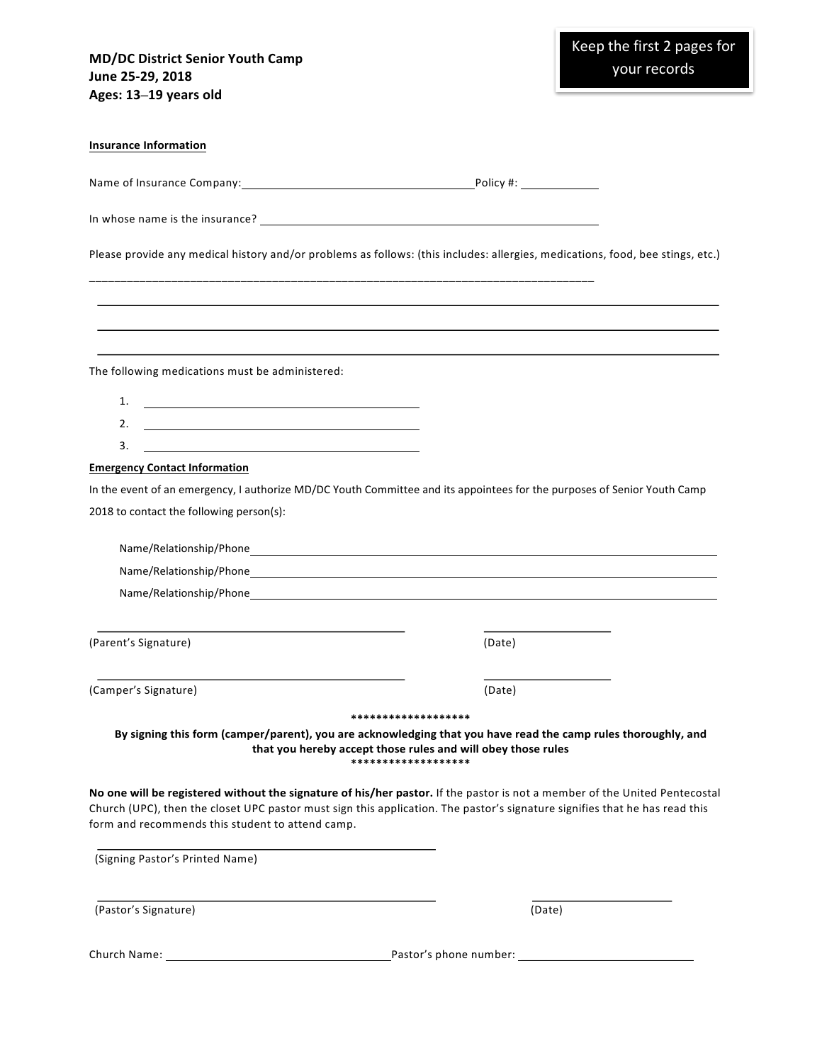Keep the first 2 pages for your records

**MD/DC District Senior Youth Camp**
**June 25-29, 2018**
**Ages: 13–19 years old**

**Insurance Information**

Name of Insurance Company: ______________________________ Policy #: ____________

In whose name is the insurance? ______________________________________________

Please provide any medical history and/or problems as follows: (this includes: allergies, medications, food, bee stings, etc.)

______________________________________________________________________________

______________________________________________________________________________

______________________________________________________________________________

______________________________________________________________________________

The following medications must be administered:

1. ______________________________
2. ______________________________
3. ______________________________

**Emergency Contact Information**

In the event of an emergency, I authorize MD/DC Youth Committee and its appointees for the purposes of Senior Youth Camp 2018 to contact the following person(s):

Name/Relationship/Phone ______________________________________________________

Name/Relationship/Phone ______________________________________________________

Name/Relationship/Phone ______________________________________________________

______________________________ ________________
(Parent's Signature) (Date)

______________________________ ________________
(Camper's Signature) (Date)

*******************

**By signing this form (camper/parent), you are acknowledging that you have read the camp rules thoroughly, and that you hereby accept those rules and will obey those rules**

*******************

**No one will be registered without the signature of his/her pastor.** If the pastor is not a member of the United Pentecostal Church (UPC), then the closet UPC pastor must sign this application. The pastor's signature signifies that he has read this form and recommends this student to attend camp.

______________________________
(Signing Pastor's Printed Name)

______________________________ ________________
(Pastor's Signature) (Date)

Church Name: ______________________________ Pastor's phone number: ______________________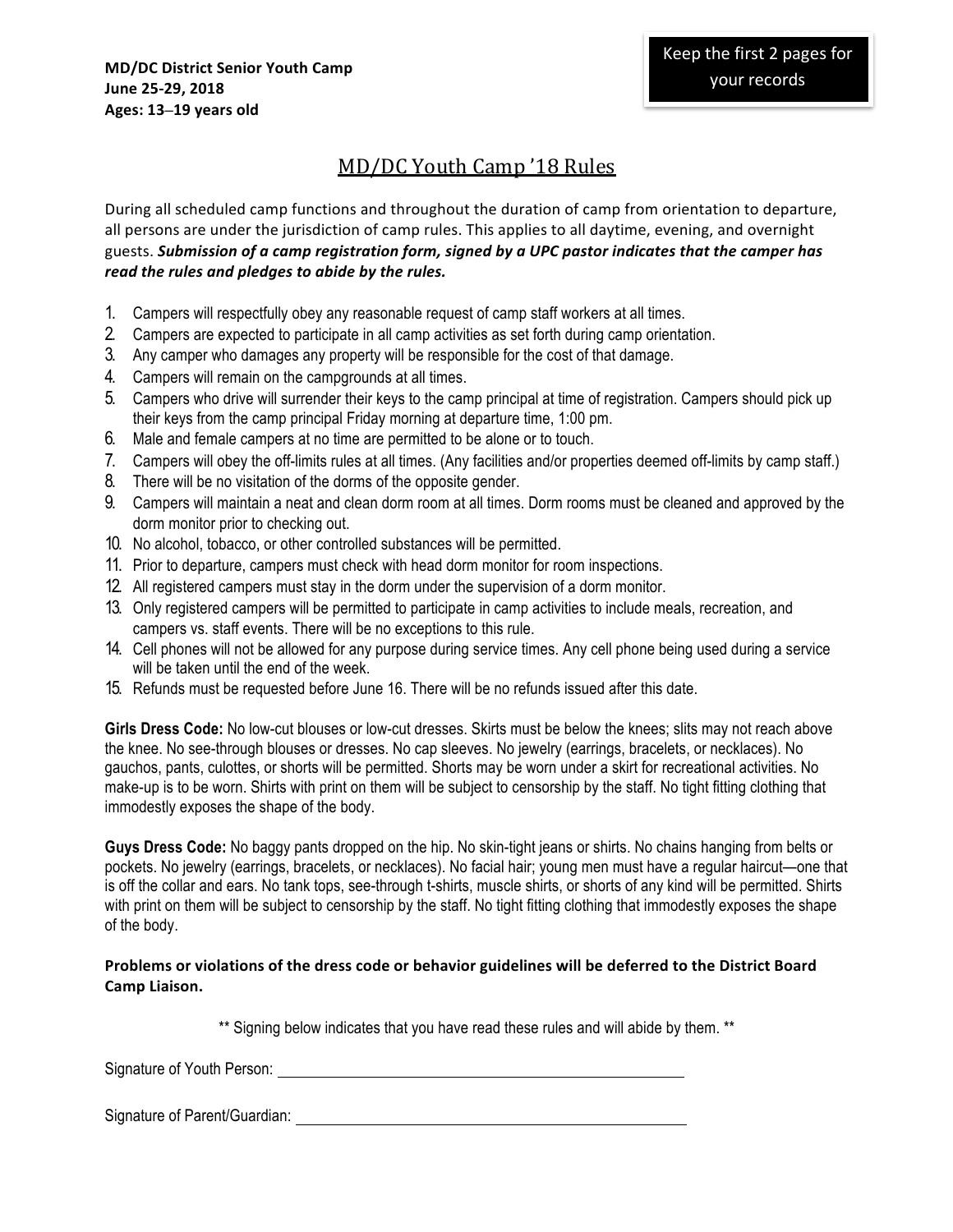**MD/DC District Senior Youth Camp**
**June 25-29, 2018**
**Ages: 13–19 years old**

Keep the first 2 pages for your records

# MD/DC Youth Camp '18 Rules

During all scheduled camp functions and throughout the duration of camp from orientation to departure, all persons are under the jurisdiction of camp rules. This applies to all daytime, evening, and overnight guests. ***Submission of a camp registration form, signed by a UPC pastor indicates that the camper has read the rules and pledges to abide by the rules.***

1. Campers will respectfully obey any reasonable request of camp staff workers at all times.
2. Campers are expected to participate in all camp activities as set forth during camp orientation.
3. Any camper who damages any property will be responsible for the cost of that damage.
4. Campers will remain on the campgrounds at all times.
5. Campers who drive will surrender their keys to the camp principal at time of registration. Campers should pick up their keys from the camp principal Friday morning at departure time, 1:00 pm.
6. Male and female campers at no time are permitted to be alone or to touch.
7. Campers will obey the off-limits rules at all times. (Any facilities and/or properties deemed off-limits by camp staff.)
8. There will be no visitation of the dorms of the opposite gender.
9. Campers will maintain a neat and clean dorm room at all times. Dorm rooms must be cleaned and approved by the dorm monitor prior to checking out.
10. No alcohol, tobacco, or other controlled substances will be permitted.
11. Prior to departure, campers must check with head dorm monitor for room inspections.
12. All registered campers must stay in the dorm under the supervision of a dorm monitor.
13. Only registered campers will be permitted to participate in camp activities to include meals, recreation, and campers vs. staff events. There will be no exceptions to this rule.
14. Cell phones will not be allowed for any purpose during service times. Any cell phone being used during a service will be taken until the end of the week.
15. Refunds must be requested before June 16. There will be no refunds issued after this date.

**Girls Dress Code:** No low-cut blouses or low-cut dresses. Skirts must be below the knees; slits may not reach above the knee. No see-through blouses or dresses. No cap sleeves. No jewelry (earrings, bracelets, or necklaces). No gauchos, pants, culottes, or shorts will be permitted. Shorts may be worn under a skirt for recreational activities. No make-up is to be worn. Shirts with print on them will be subject to censorship by the staff. No tight fitting clothing that immodestly exposes the shape of the body.

**Guys Dress Code:** No baggy pants dropped on the hip. No skin-tight jeans or shirts. No chains hanging from belts or pockets. No jewelry (earrings, bracelets, or necklaces). No facial hair; young men must have a regular haircut—one that is off the collar and ears. No tank tops, see-through t-shirts, muscle shirts, or shorts of any kind will be permitted. Shirts with print on them will be subject to censorship by the staff. No tight fitting clothing that immodestly exposes the shape of the body.

**Problems or violations of the dress code or behavior guidelines will be deferred to the District Board Camp Liaison.**

** Signing below indicates that you have read these rules and will abide by them. **

Signature of Youth Person: ______________________________

Signature of Parent/Guardian: ______________________________